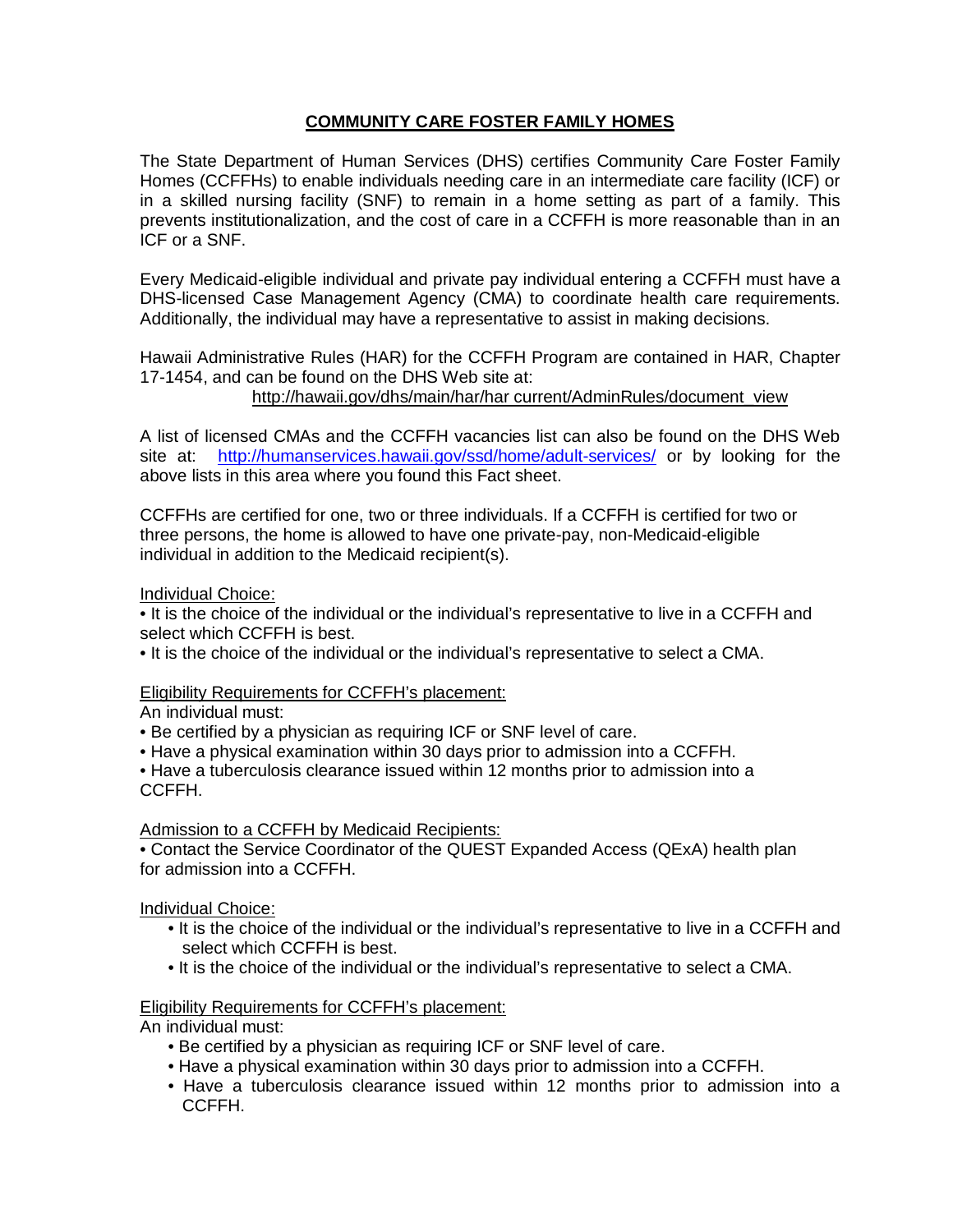# COMMUNITY CARE FOSTER FAMILY HOMES

The State Department of Human Services (DHS) certifies Community Care Foster Family Homes (CCFFHs) to enable individuals needing care in an intermediate care facility (ICF) or in a skilled nursing facility (SNF) to remain in a home setting as part of a family. This prevents institutionalization, and the cost of care in a CCFFH is more reasonable than in an ICF or a SNF.

Every Medicaid-eligible individual and private pay individual entering a CCFFH must have a DHS-licensed Case Management Agency (CMA) to coordinate health care requirements. Additionally, the individual may have a representative to assist in making decisions.

Hawaii Administrative Rules (HAR) for the CCFFH Program are contained in HAR, Chapter 17-1454, and can be found on the DHS Web site at:
http://hawaii.gov/dhs/main/har/har current/AdminRules/document_view

A list of licensed CMAs and the CCFFH vacancies list can also be found on the DHS Web site at: http://humanservices.hawaii.gov/ssd/home/adult-services/ or by looking for the above lists in this area where you found this Fact sheet.

CCFFHs are certified for one, two or three individuals. If a CCFFH is certified for two or three persons, the home is allowed to have one private-pay, non-Medicaid-eligible individual in addition to the Medicaid recipient(s).

<u>Individual Choice:</u>

- It is the choice of the individual or the individual's representative to live in a CCFFH and select which CCFFH is best.
- It is the choice of the individual or the individual's representative to select a CMA.

<u>Eligibility Requirements for CCFFH's placement:</u>

An individual must:

- Be certified by a physician as requiring ICF or SNF level of care.
- Have a physical examination within 30 days prior to admission into a CCFFH.
- Have a tuberculosis clearance issued within 12 months prior to admission into a CCFFH.

<u>Admission to a CCFFH by Medicaid Recipients:</u>

- Contact the Service Coordinator of the QUEST Expanded Access (QExA) health plan for admission into a CCFFH.

<u>Individual Choice:</u>

- It is the choice of the individual or the individual's representative to live in a CCFFH and select which CCFFH is best.
- It is the choice of the individual or the individual's representative to select a CMA.

<u>Eligibility Requirements for CCFFH's placement:</u>

An individual must:

- Be certified by a physician as requiring ICF or SNF level of care.
- Have a physical examination within 30 days prior to admission into a CCFFH.
- Have a tuberculosis clearance issued within 12 months prior to admission into a CCFFH.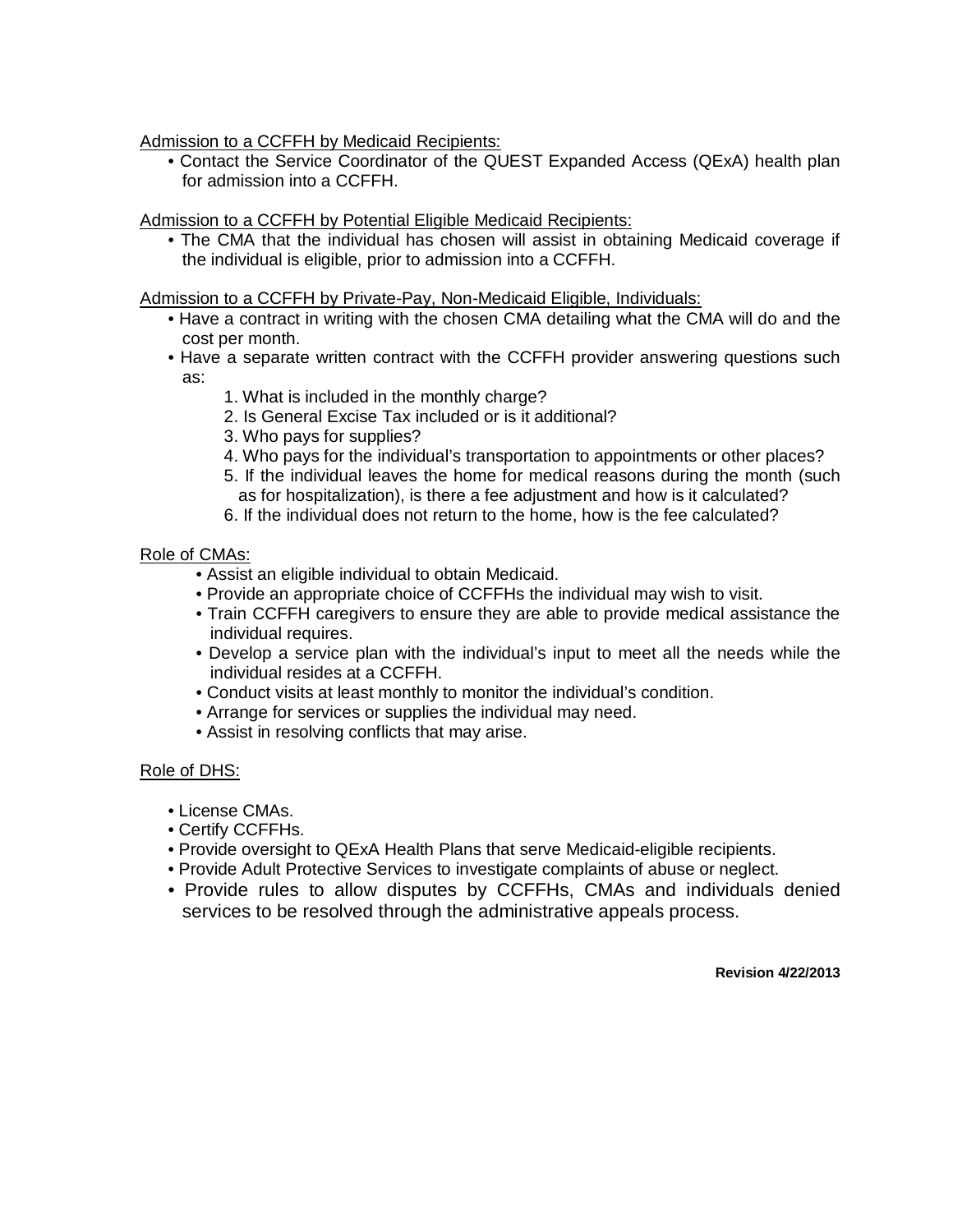Admission to a CCFFH by Medicaid Recipients:

- Contact the Service Coordinator of the QUEST Expanded Access (QExA) health plan for admission into a CCFFH.

Admission to a CCFFH by Potential Eligible Medicaid Recipients:

- The CMA that the individual has chosen will assist in obtaining Medicaid coverage if the individual is eligible, prior to admission into a CCFFH.

Admission to a CCFFH by Private-Pay, Non-Medicaid Eligible, Individuals:

- Have a contract in writing with the chosen CMA detailing what the CMA will do and the cost per month.
- Have a separate written contract with the CCFFH provider answering questions such as:
    1. What is included in the monthly charge?
    2. Is General Excise Tax included or is it additional?
    3. Who pays for supplies?
    4. Who pays for the individual's transportation to appointments or other places?
    5. If the individual leaves the home for medical reasons during the month (such as for hospitalization), is there a fee adjustment and how is it calculated?
    6. If the individual does not return to the home, how is the fee calculated?

Role of CMAs:

- Assist an eligible individual to obtain Medicaid.
- Provide an appropriate choice of CCFFHs the individual may wish to visit.
- Train CCFFH caregivers to ensure they are able to provide medical assistance the individual requires.
- Develop a service plan with the individual's input to meet all the needs while the individual resides at a CCFFH.
- Conduct visits at least monthly to monitor the individual's condition.
- Arrange for services or supplies the individual may need.
- Assist in resolving conflicts that may arise.

Role of DHS:

- License CMAs.
- Certify CCFFHs.
- Provide oversight to QExA Health Plans that serve Medicaid-eligible recipients.
- Provide Adult Protective Services to investigate complaints of abuse or neglect.
- Provide rules to allow disputes by CCFFHs, CMAs and individuals denied services to be resolved through the administrative appeals process.

**Revision 4/22/2013**